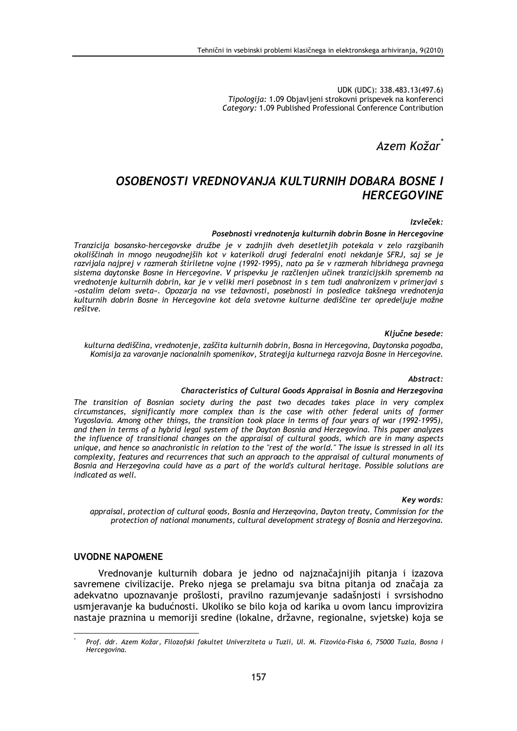UDK (UDC): 338.483.13(497.6)
*Tipologija:* 1.09 Objavljeni strokovni prispevek na konferenci
*Category:* 1.09 Published Professional Conference Contribution

*Azem Kožar*[*]

# *OSOBENOSTI VREDNOVANJA KULTURNIH DOBARA BOSNE I HERCEGOVINE*

***Izvleček:***

***Posebnosti vrednotenja kulturnih dobrin Bosne in Hercegovine***

*Tranzicija bosansko-hercegovske družbe je v zadnjih dveh desetletjih potekala v zelo razgibanih okoliščinah in mnogo neugodnejših kot v katerikoli drugi federalni enoti nekdanje SFRJ, saj se je razvijala najprej v razmerah štiriletne vojne (1992-1995), nato pa še v razmerah hibridnega pravnega sistema daytonske Bosne in Hercegovine. V prispevku je razčlenjen učinek tranzicijskih sprememb na vrednotenje kulturnih dobrin, kar je v veliki meri posebnost in s tem tudi anahronizem v primerjavi s »ostalim delom sveta«. Opozarja na vse težavnosti, posebnosti in posledice takšnega vrednotenja kulturnih dobrin Bosne in Hercegovine kot dela svetovne kulturne dediščine ter opredeljuje možne rešitve.*

***Ključne besede:***

*kulturna dediščina, vrednotenje, zaščita kulturnih dobrin, Bosna in Hercegovina, Daytonska pogodba, Komisija za varovanje nacionalnih spomenikov, Strategija kulturnega razvoja Bosne in Hercegovine.*

***Abstract:***

***Characteristics of Cultural Goods Appraisal in Bosnia and Herzegovina***

*The transition of Bosnian society during the past two decades takes place in very complex circumstances, significantly more complex than is the case with other federal units of former Yugoslavia. Among other things, the transition took place in terms of four years of war (1992-1995), and then in terms of a hybrid legal system of the Dayton Bosnia and Herzegovina. This paper analyzes the influence of transitional changes on the appraisal of cultural goods, which are in many aspects unique, and hence so anachronistic in relation to the "rest of the world." The issue is stressed in all its complexity, features and recurrences that such an approach to the appraisal of cultural monuments of Bosnia and Herzegovina could have as a part of the world's cultural heritage. Possible solutions are indicated as well.*

***Key words:***

*appraisal, protection of cultural goods, Bosnia and Herzegovina, Dayton treaty, Commission for the protection of national monuments, cultural development strategy of Bosnia and Herzegovina.*

## UVODNE NAPOMENE

Vrednovanje kulturnih dobara je jedno od najznačajnijih pitanja i izazova savremene civilizacije. Preko njega se prelamaju sva bitna pitanja od značaja za adekvatno upoznavanje prošlosti, pravilno razumjevanje sadašnjosti i svrsishodno usmjeravanje ka budućnosti. Ukoliko se bilo koja od karika u ovom lancu improvizira nastaje praznina u memoriji sredine (lokalne, državne, regionalne, svjetske) koja se

[*] *Prof. ddr. Azem Kožar, Filozofski fakultet Univerziteta u Tuzli, Ul. M. Fizovića-Fiska 6, 75000 Tuzla, Bosna i Hercegovina.*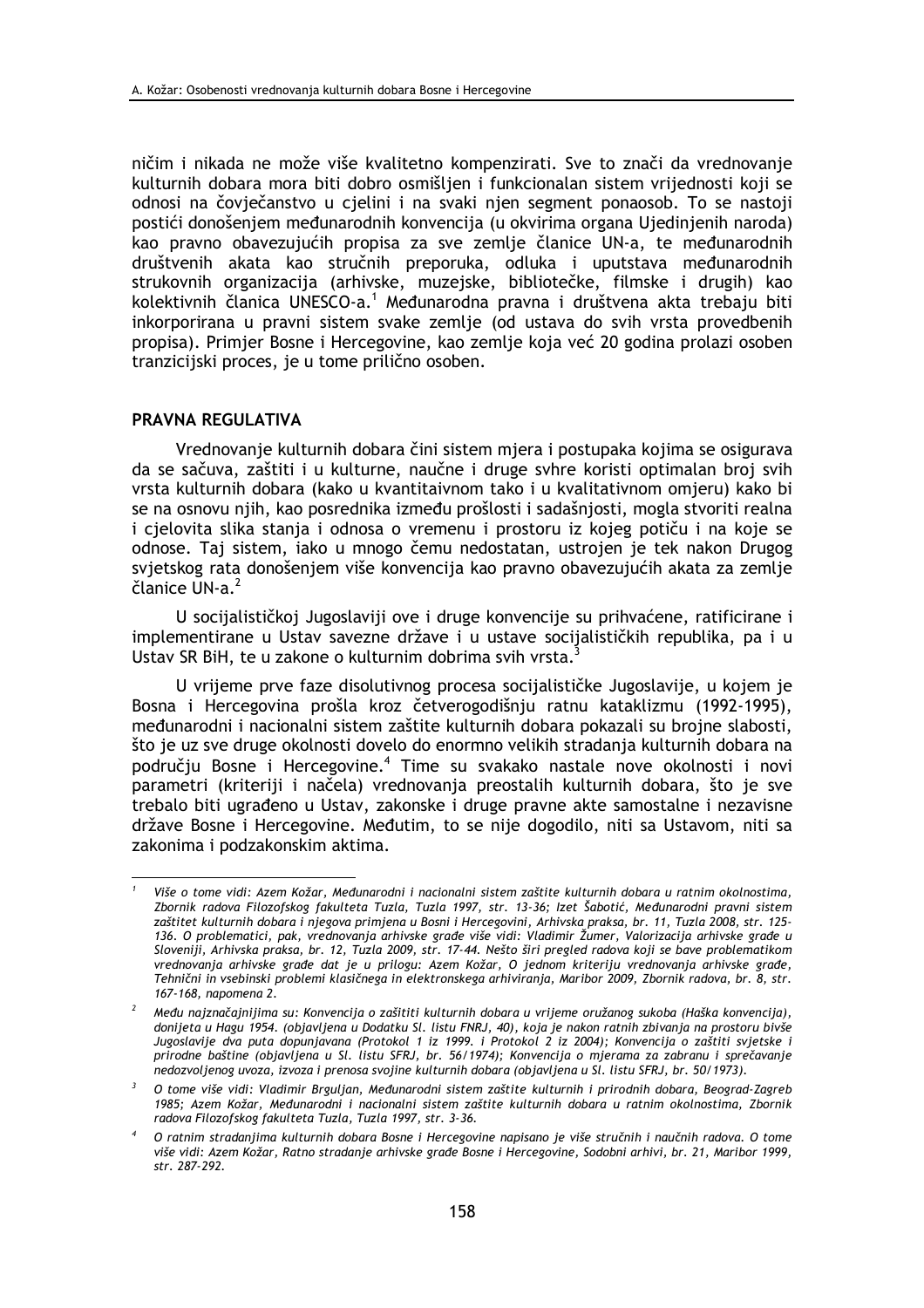ničim i nikada ne može više kvalitetno kompenzirati. Sve to znači da vrednovanje kulturnih dobara mora biti dobro osmišljen i funkcionalan sistem vrijednosti koji se odnosi na čovječanstvo u cjelini i na svaki njen segment ponaosob. To se nastoji postići donošenjem međunarodnih konvencija (u okvirima organa Ujedinjenih naroda) kao pravno obavezujućih propisa za sve zemlje članice UN-a, te međunarodnih društvenih akata kao stručnih preporuka, odluka i uputstava međunarodnih strukovnih organizacija (arhivske, muzejske, bibliotečke, filmske i drugih) kao kolektivnih članica UNESCO-a.[1] Međunarodna pravna i društvena akta trebaju biti inkorporirana u pravni sistem svake zemlje (od ustava do svih vrsta provedbenih propisa). Primjer Bosne i Hercegovine, kao zemlje koja već 20 godina prolazi osoben tranzicijski proces, je u tome prilično osoben.

## PRAVNA REGULATIVA

Vrednovanje kulturnih dobara čini sistem mjera i postupaka kojima se osigurava da se sačuva, zaštiti i u kulturne, naučne i druge svhre koristi optimalan broj svih vrsta kulturnih dobara (kako u kvantitaivnom tako i u kvalitativnom omjeru) kako bi se na osnovu njih, kao posrednika između prošlosti i sadašnjosti, mogla stvoriti realna i cjelovita slika stanja i odnosa o vremenu i prostoru iz kojeg potiču i na koje se odnose. Taj sistem, iako u mnogo čemu nedostatan, ustrojen je tek nakon Drugog svjetskog rata donošenjem više konvencija kao pravno obavezujućih akata za zemlje članice UN-a.[2]

U socijalističkoj Jugoslaviji ove i druge konvencije su prihvaćene, ratificirane i implementirane u Ustav savezne države i u ustave socijalističkih republika, pa i u Ustav SR BiH, te u zakone o kulturnim dobrima svih vrsta.[3]

U vrijeme prve faze disolutivnog procesa socijalističke Jugoslavije, u kojem je Bosna i Hercegovina prošla kroz četverogodišnju ratnu kataklizmu (1992-1995), međunarodni i nacionalni sistem zaštite kulturnih dobara pokazali su brojne slabosti, što je uz sve druge okolnosti dovelo do enormno velikih stradanja kulturnih dobara na području Bosne i Hercegovine.[4] Time su svakako nastale nove okolnosti i novi parametri (kriteriji i načela) vrednovanja preostalih kulturnih dobara, što je sve trebalo biti ugrađeno u Ustav, zakonske i druge pravne akte samostalne i nezavisne države Bosne i Hercegovine. Međutim, to se nije dogodilo, niti sa Ustavom, niti sa zakonima i podzakonskim aktima.

---

[1] *Više o tome vidi: Azem Kožar, Međunarodni i nacionalni sistem zaštite kulturnih dobara u ratnim okolnostima, Zbornik radova Filozofskog fakulteta Tuzla, Tuzla 1997, str. 13-36; Izet Šabotić, Međunarodni pravni sistem zaštitet kulturnih dobara i njegova primjena u Bosni i Hercegovini, Arhivska praksa, br. 11, Tuzla 2008, str. 125-136. O problematici, pak, vrednovanja arhivske građe više vidi: Vladimir Žumer, Valorizacija arhivske građe u Sloveniji, Arhivska praksa, br. 12, Tuzla 2009, str. 17-44. Nešto širi pregled radova koji se bave problematikom vrednovanja arhivske građe dat je u prilogu: Azem Kožar, O jednom kriteriju vrednovanja arhivske građe, Tehnični in vsebinski problemi klasičnega in elektronskega arhiviranja, Maribor 2009, Zbornik radova, br. 8, str. 167-168, napomena 2.*

[2] *Među najznačajnijima su: Konvencija o zašititi kulturnih dobara u vrijeme oružanog sukoba (Haška konvencija), donijeta u Hagu 1954. (objavljena u Dodatku Sl. listu FNRJ, 40), koja je nakon ratnih zbivanja na prostoru bivše Jugoslavije dva puta dopunjavana (Protokol 1 iz 1999. i Protokol 2 iz 2004); Konvencija o zaštiti svjetske i prirodne baštine (objavljena u Sl. listu SFRJ, br. 56/1974); Konvencija o mjerama za zabranu i sprečavanje nedozvoljenog uvoza, izvoza i prenosa svojine kulturnih dobara (objavljena u Sl. listu SFRJ, br. 50/1973).*

[3] *O tome više vidi: Vladimir Brguljan, Međunarodni sistem zaštite kulturnih i prirodnih dobara, Beograd-Zagreb 1985; Azem Kožar, Međunarodni i nacionalni sistem zaštite kulturnih dobara u ratnim okolnostima, Zbornik radova Filozofskog fakulteta Tuzla, Tuzla 1997, str. 3-36.*

[4] *O ratnim stradanjima kulturnih dobara Bosne i Hercegovine napisano je više stručnih i naučnih radova. O tome više vidi: Azem Kožar, Ratno stradanje arhivske građe Bosne i Hercegovine, Sodobni arhivi, br. 21, Maribor 1999, str. 287-292.*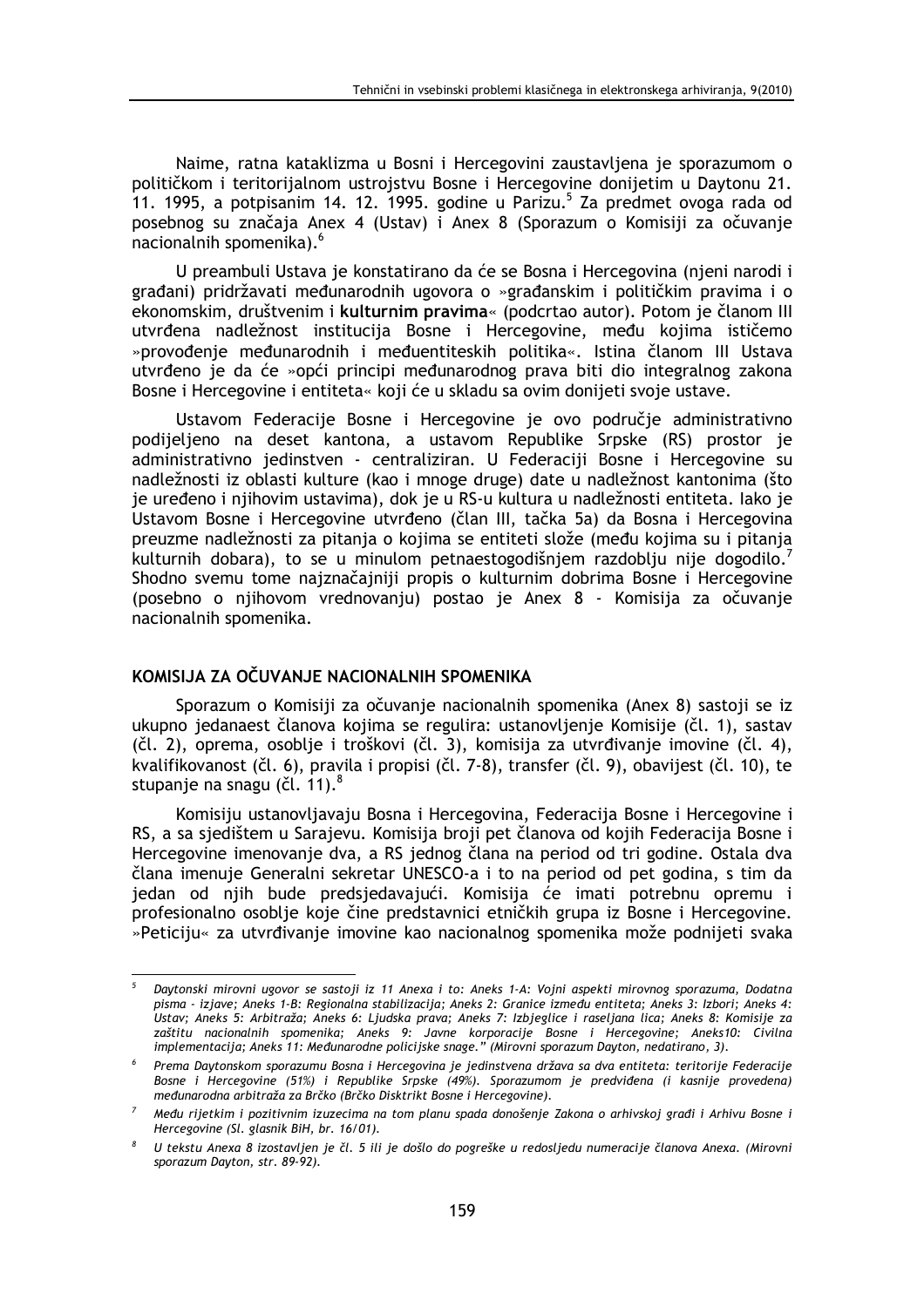Naime, ratna kataklizma u Bosni i Hercegovini zaustavljena je sporazumom o političkom i teritorijalnom ustrojstvu Bosne i Hercegovine donijetim u Daytonu 21. 11. 1995, a potpisanim 14. 12. 1995. godine u Parizu.[5] Za predmet ovoga rada od posebnog su značaja Anex 4 (Ustav) i Anex 8 (Sporazum o Komisiji za očuvanje nacionalnih spomenika).[6]

U preambuli Ustava je konstatirano da će se Bosna i Hercegovina (njeni narodi i građani) pridržavati međunarodnih ugovora o »građanskim i političkim pravima i o ekonomskim, društvenim i **kulturnim pravima**« (podcrtao autor). Potom je članom III utvrđena nadležnost institucija Bosne i Hercegovine, među kojima ističemo »provođenje međunarodnih i međuentiteskih politika«. Istina članom III Ustava utvrđeno je da će »opći principi međunarodnog prava biti dio integralnog zakona Bosne i Hercegovine i entiteta« koji će u skladu sa ovim donijeti svoje ustave.

Ustavom Federacije Bosne i Hercegovine je ovo područje administrativno podijeljeno na deset kantona, a ustavom Republike Srpske (RS) prostor je administrativno jedinstven - centraliziran. U Federaciji Bosne i Hercegovine su nadležnosti iz oblasti kulture (kao i mnoge druge) date u nadležnost kantonima (što je uređeno i njihovim ustavima), dok je u RS-u kultura u nadležnosti entiteta. Iako je Ustavom Bosne i Hercegovine utvrđeno (član III, tačka 5a) da Bosna i Hercegovina preuzme nadležnosti za pitanja o kojima se entiteti slože (među kojima su i pitanja kulturnih dobara), to se u minulom petnaestogodišnjem razdoblju nije dogodilo.[7] Shodno svemu tome najznačajniji propis o kulturnim dobrima Bosne i Hercegovine (posebno o njihovom vrednovanju) postao je Anex 8 - Komisija za očuvanje nacionalnih spomenika.

## KOMISIJA ZA OČUVANJE NACIONALNIH SPOMENIKA

Sporazum o Komisiji za očuvanje nacionalnih spomenika (Anex 8) sastoji se iz ukupno jedanaest članova kojima se regulira: ustanovljenje Komisije (čl. 1), sastav (čl. 2), oprema, osoblje i troškovi (čl. 3), komisija za utvrđivanje imovine (čl. 4), kvalifikovanost (čl. 6), pravila i propisi (čl. 7-8), transfer (čl. 9), obavijest (čl. 10), te stupanje na snagu (čl. 11).[8]

Komisiju ustanovljavaju Bosna i Hercegovina, Federacija Bosne i Hercegovine i RS, a sa sjedištem u Sarajevu. Komisija broji pet članova od kojih Federacija Bosne i Hercegovine imenovanje dva, a RS jednog člana na period od tri godine. Ostala dva člana imenuje Generalni sekretar UNESCO-a i to na period od pet godina, s tim da jedan od njih bude predsjedavajući. Komisija će imati potrebnu opremu i profesionalno osoblje koje čine predstavnici etničkih grupa iz Bosne i Hercegovine. »Peticiju« za utvrđivanje imovine kao nacionalnog spomenika može podnijeti svaka

---

[5] *Daytonski mirovni ugovor se sastoji iz 11 Anexa i to: Aneks 1-A: Vojni aspekti mirovnog sporazuma, Dodatna pisma - izjave; Aneks 1-B: Regionalna stabilizacija; Aneks 2: Granice između entiteta; Aneks 3: Izbori; Aneks 4: Ustav; Aneks 5: Arbitraža; Aneks 6: Ljudska prava; Aneks 7: Izbjeglice i raseljana lica; Aneks 8: Komisije za zaštitu nacionalnih spomenika; Aneks 9: Javne korporacije Bosne i Hercegovine; Aneks10: Civilna implementacija; Aneks 11: Međunarodne policijske snage." (Mirovni sporazum Dayton, nedatirano, 3).*

[6] *Prema Daytonskom sporazumu Bosna i Hercegovina je jedinstvena država sa dva entiteta: teritorije Federacije Bosne i Hercegovine (51%) i Republike Srpske (49%). Sporazumom je predviđena (i kasnije provedena) međunarodna arbitraža za Brčko (Brčko Disktrikt Bosne i Hercegovine).*

[7] *Među rijetkim i pozitivnim izuzecima na tom planu spada donošenje Zakona o arhivskoj građi i Arhivu Bosne i Hercegovine (Sl. glasnik BiH, br. 16/01).*

[8] *U tekstu Anexa 8 izostavljen je čl. 5 ili je došlo do pogreške u redosljedu numeracije članova Anexa. (Mirovni sporazum Dayton, str. 89-92).*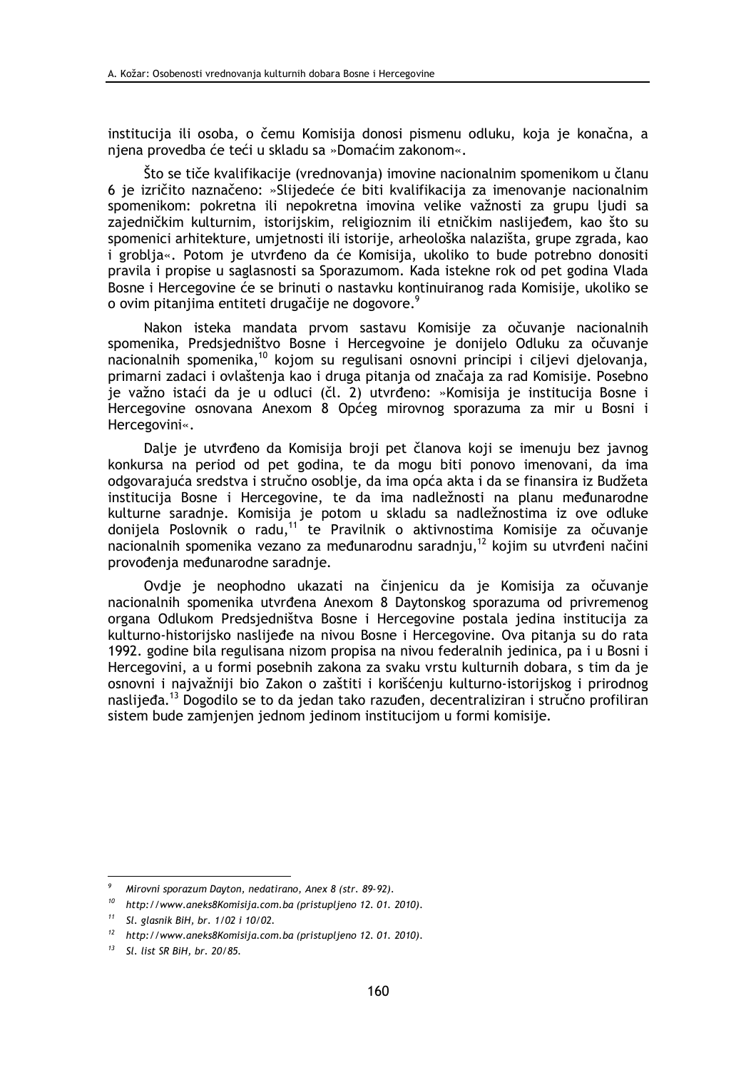institucija ili osoba, o čemu Komisija donosi pismenu odluku, koja je konačna, a njena provedba će teći u skladu sa »Domaćim zakonom«.

Što se tiče kvalifikacije (vrednovanja) imovine nacionalnim spomenikom u članu 6 je izričito naznačeno: »Slijedeće će biti kvalifikacija za imenovanje nacionalnim spomenikom: pokretna ili nepokretna imovina velike važnosti za grupu ljudi sa zajedničkim kulturnim, istorijskim, religioznim ili etničkim naslijeđem, kao što su spomenici arhitekture, umjetnosti ili istorije, arheološka nalazišta, grupe zgrada, kao i groblja«. Potom je utvrđeno da će Komisija, ukoliko to bude potrebno donositi pravila i propise u saglasnosti sa Sporazumom. Kada istekne rok od pet godina Vlada Bosne i Hercegovine će se brinuti o nastavku kontinuiranog rada Komisije, ukoliko se o ovim pitanjima entiteti drugačije ne dogovore.[9]

Nakon isteka mandata prvom sastavu Komisije za očuvanje nacionalnih spomenika, Predsjedništvo Bosne i Hercegvoine je donijelo Odluku za očuvanje nacionalnih spomenika,[10] kojom su regulisani osnovni principi i ciljevi djelovanja, primarni zadaci i ovlaštenja kao i druga pitanja od značaja za rad Komisije. Posebno je važno istaći da je u odluci (čl. 2) utvrđeno: »Komisija je institucija Bosne i Hercegovine osnovana Anexom 8 Općeg mirovnog sporazuma za mir u Bosni i Hercegovini«.

Dalje je utvrđeno da Komisija broji pet članova koji se imenuju bez javnog konkursa na period od pet godina, te da mogu biti ponovo imenovani, da ima odgovarajuća sredstva i stručno osoblje, da ima opća akta i da se finansira iz Budžeta institucija Bosne i Hercegovine, te da ima nadležnosti na planu međunarodne kulturne saradnje. Komisija je potom u skladu sa nadležnostima iz ove odluke donijela Poslovnik o radu,[11] te Pravilnik o aktivnostima Komisije za očuvanje nacionalnih spomenika vezano za međunarodnu saradnju,[12] kojim su utvrđeni načini provođenja međunarodne saradnje.

Ovdje je neophodno ukazati na činjenicu da je Komisija za očuvanje nacionalnih spomenika utvrđena Anexom 8 Daytonskog sporazuma od privremenog organa Odlukom Predsjedništva Bosne i Hercegovine postala jedina institucija za kulturno-historijsko naslijeđe na nivou Bosne i Hercegovine. Ova pitanja su do rata 1992. godine bila regulisana nizom propisa na nivou federalnih jedinica, pa i u Bosni i Hercegovini, a u formi posebnih zakona za svaku vrstu kulturnih dobara, s tim da je osnovni i najvažniji bio Zakon o zaštiti i korišćenju kulturno-istorijskog i prirodnog naslijeđa.[13] Dogodilo se to da jedan tako razuđen, decentraliziran i stručno profiliran sistem bude zamjenjen jednom jedinom institucijom u formi komisije.

---

[9] *Mirovni sporazum Dayton, nedatirano, Anex 8 (str. 89-92).*

[10] *http://www.aneks8Komisija.com.ba (pristupljeno 12. 01. 2010).*

[11] *Sl. glasnik BiH, br. 1/02 i 10/02.*

[12] *http://www.aneks8Komisija.com.ba (pristupljeno 12. 01. 2010).*

[13] *Sl. list SR BiH, br. 20/85.*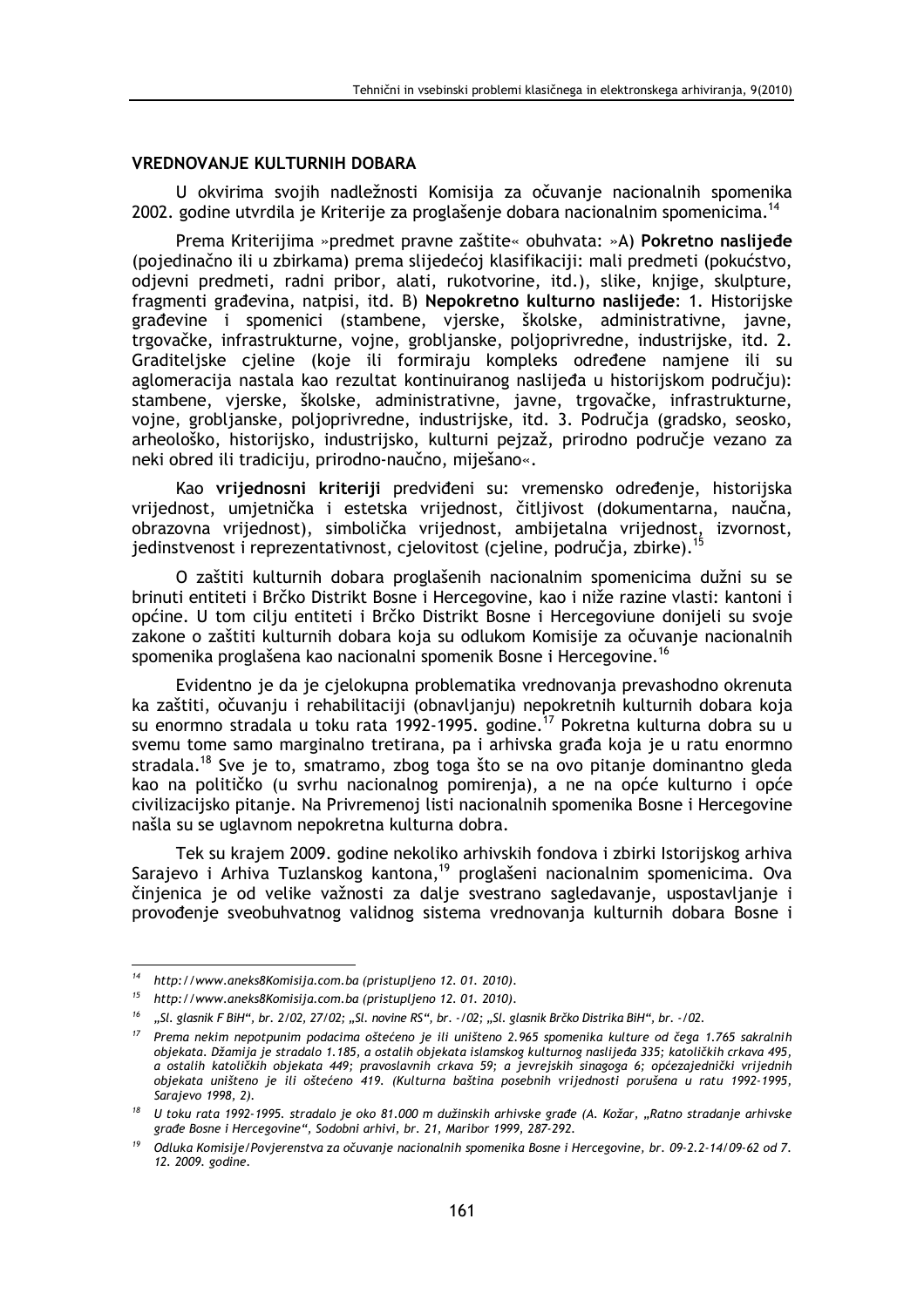### VREDNOVANJE KULTURNIH DOBARA

U okvirima svojih nadležnosti Komisija za očuvanje nacionalnih spomenika 2002. godine utvrdila je Kriterije za proglašenje dobara nacionalnim spomenicima.[14]

Prema Kriterijima »predmet pravne zaštite« obuhvata: »A) **Pokretno naslijeđe** (pojedinačno ili u zbirkama) prema slijedećoj klasifikaciji: mali predmeti (pokućstvo, odjevni predmeti, radni pribor, alati, rukotvorine, itd.), slike, knjige, skulpture, fragmenti građevina, natpisi, itd. B) **Nepokretno kulturno naslijeđe**: 1. Historijske građevine i spomenici (stambene, vjerske, školske, administrativne, javne, trgovačke, infrastrukturne, vojne, grobljanske, poljoprivredne, industrijske, itd. 2. Graditeljske cjeline (koje ili formiraju kompleks određene namjene ili su aglomeracija nastala kao rezultat kontinuiranog naslijeđa u historijskom području): stambene, vjerske, školske, administrativne, javne, trgovačke, infrastrukturne, vojne, grobljanske, poljoprivredne, industrijske, itd. 3. Područja (gradsko, seosko, arheološko, historijsko, industrijsko, kulturni pejzaž, prirodno područje vezano za neki obred ili tradiciju, prirodno-naučno, miješano«.

Kao **vrijednosni kriteriji** predviđeni su: vremensko određenje, historijska vrijednost, umjetnička i estetska vrijednost, čitljivost (dokumentarna, naučna, obrazovna vrijednost), simbolička vrijednost, ambijetalna vrijednost, izvornost, jedinstvenost i reprezentativnost, cjelovitost (cjeline, područja, zbirke).[15]

O zaštiti kulturnih dobara proglašenih nacionalnim spomenicima dužni su se brinuti entiteti i Brčko Distrikt Bosne i Hercegovine, kao i niže razine vlasti: kantoni i općine. U tom cilju entiteti i Brčko Distrikt Bosne i Hercegoviune donijeli su svoje zakone o zaštiti kulturnih dobara koja su odlukom Komisije za očuvanje nacionalnih spomenika proglašena kao nacionalni spomenik Bosne i Hercegovine.[16]

Evidentno je da je cjelokupna problematika vrednovanja prevashodno okrenuta ka zaštiti, očuvanju i rehabilitaciji (obnavljanju) nepokretnih kulturnih dobara koja su enormno stradala u toku rata 1992-1995. godine.[17] Pokretna kulturna dobra su u svemu tome samo marginalno tretirana, pa i arhivska građa koja je u ratu enormno stradala.[18] Sve je to, smatramo, zbog toga što se na ovo pitanje dominantno gleda kao na političko (u svrhu nacionalnog pomirenja), a ne na opće kulturno i opće civilizacijsko pitanje. Na Privremenoj listi nacionalnih spomenika Bosne i Hercegovine našla su se uglavnom nepokretna kulturna dobra.

Tek su krajem 2009. godine nekoliko arhivskih fondova i zbirki Istorijskog arhiva Sarajevo i Arhiva Tuzlanskog kantona,[19] proglašeni nacionalnim spomenicima. Ova činjenica je od velike važnosti za dalje svestrano sagledavanje, uspostavljanje i provođenje sveobuhvatnog validnog sistema vrednovanja kulturnih dobara Bosne i

---

[14] *http://www.aneks8Komisija.com.ba (pristupljeno 12. 01. 2010).*

[15] *http://www.aneks8Komisija.com.ba (pristupljeno 12. 01. 2010).*

[16] *„Sl. glasnik F BiH", br. 2/02, 27/02; „Sl. novine RS", br. -/02; „Sl. glasnik Brčko Distrika BiH", br. -/02.*

[17] *Prema nekim nepotpunim podacima oštećeno je ili uništeno 2.965 spomenika kulture od čega 1.765 sakralnih objekata. Džamija je stradalo 1.185, a ostalih objekata islamskog kulturnog naslijeđa 335; katoličkih crkava 495, a ostalih katoličkih objekata 449; pravoslavnih crkava 59; a jevrejskih sinagoga 6; općezajednički vrijednih objekata uništeno je ili oštećeno 419. (Kulturna baština posebnih vrijednosti porušena u ratu 1992-1995, Sarajevo 1998, 2).*

[18] *U toku rata 1992-1995. stradalo je oko 81.000 m dužinskih arhivske građe (A. Kožar, „Ratno stradanje arhivske građe Bosne i Hercegovine", Sodobni arhivi, br. 21, Maribor 1999, 287-292.*

[19] *Odluka Komisije/Povjerenstva za očuvanje nacionalnih spomenika Bosne i Hercegovine, br. 09-2.2-14/09-62 od 7. 12. 2009. godine.*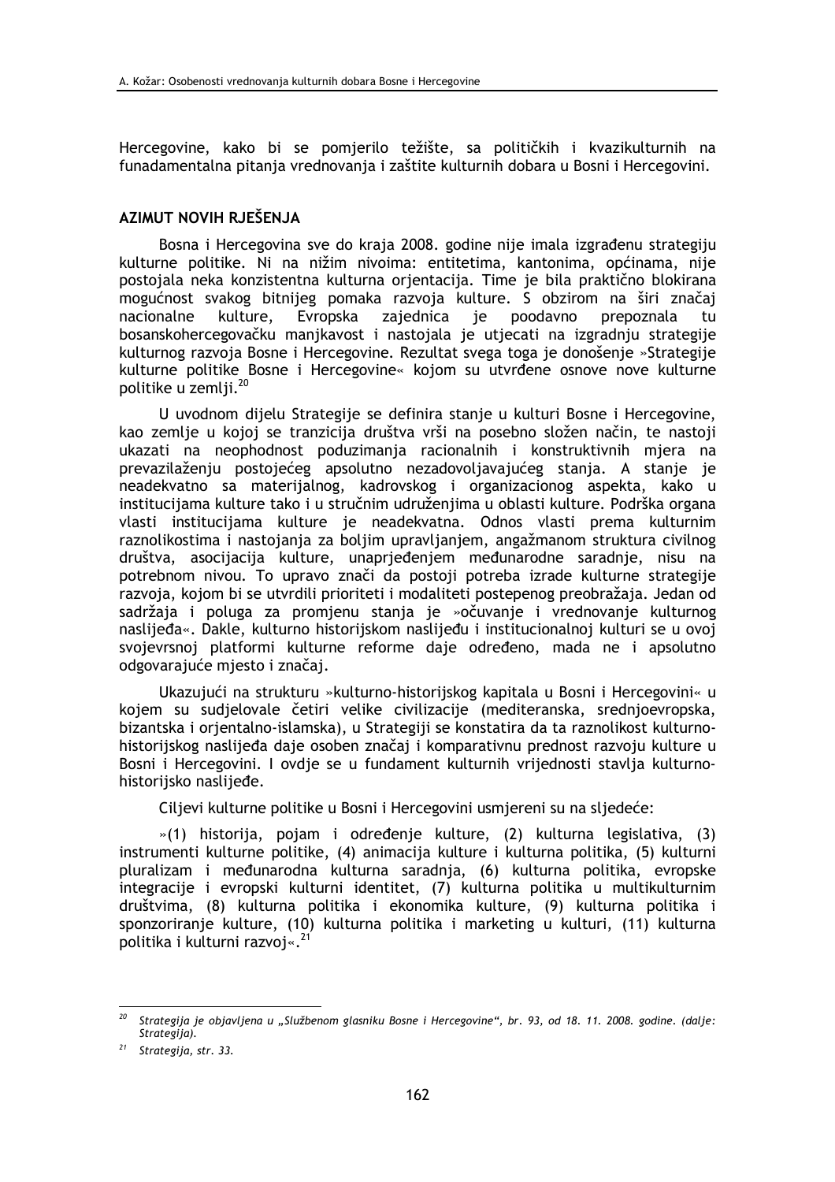Hercegovine, kako bi se pomjerilo težište, sa političkih i kvazikulturnih na funadamentalna pitanja vrednovanja i zaštite kulturnih dobara u Bosni i Hercegovini.

## AZIMUT NOVIH RJEŠENJA

Bosna i Hercegovina sve do kraja 2008. godine nije imala izgrađenu strategiju kulturne politike. Ni na nižim nivoima: entitetima, kantonima, općinama, nije postojala neka konzistentna kulturna orjentacija. Time je bila praktično blokirana mogućnost svakog bitnijeg pomaka razvoja kulture. S obzirom na širi značaj nacionalne kulture, Evropska zajednica je poodavno prepoznala tu bosanskohercegovačku manjkavost i nastojala je utjecati na izgradnju strategije kulturnog razvoja Bosne i Hercegovine. Rezultat svega toga je donošenje »Strategije kulturne politike Bosne i Hercegovine« kojom su utvrđene osnove nove kulturne politike u zemlji.[20]

U uvodnom dijelu Strategije se definira stanje u kulturi Bosne i Hercegovine, kao zemlje u kojoj se tranzicija društva vrši na posebno složen način, te nastoji ukazati na neophodnost poduzimanja racionalnih i konstruktivnih mjera na prevazilaženju postojećeg apsolutno nezadovoljavajućeg stanja. A stanje je neadekvatno sa materijalnog, kadrovskog i organizacionog aspekta, kako u institucijama kulture tako i u stručnim udruženjima u oblasti kulture. Podrška organa vlasti institucijama kulture je neadekvatna. Odnos vlasti prema kulturnim raznolikostima i nastojanja za boljim upravljanjem, angažmanom struktura civilnog društva, asocijacija kulture, unaprjeđenjem međunarodne saradnje, nisu na potrebnom nivou. To upravo znači da postoji potreba izrade kulturne strategije razvoja, kojom bi se utvrdili prioriteti i modaliteti postepenog preobražaja. Jedan od sadržaja i poluga za promjenu stanja je »očuvanje i vrednovanje kulturnog naslijeđa«. Dakle, kulturno historijskom naslijeđu i institucionalnoj kulturi se u ovoj svojevrsnoj platformi kulturne reforme daje određeno, mada ne i apsolutno odgovarajuće mjesto i značaj.

Ukazujući na strukturu »kulturno-historijskog kapitala u Bosni i Hercegovini« u kojem su sudjelovale četiri velike civilizacije (mediteranska, srednjoevropska, bizantska i orjentalno-islamska), u Strategiji se konstatira da ta raznolikost kulturno-historijskog naslijeđa daje osoben značaj i komparativnu prednost razvoju kulture u Bosni i Hercegovini. I ovdje se u fundament kulturnih vrijednosti stavlja kulturno-historijsko naslijeđe.

Ciljevi kulturne politike u Bosni i Hercegovini usmjereni su na sljedeće:

»(1) historija, pojam i određenje kulture, (2) kulturna legislativa, (3) instrumenti kulturne politike, (4) animacija kulture i kulturna politika, (5) kulturni pluralizam i međunarodna kulturna saradnja, (6) kulturna politika, evropske integracije i evropski kulturni identitet, (7) kulturna politika u multikulturnim društvima, (8) kulturna politika i ekonomika kulture, (9) kulturna politika i sponzoriranje kulture, (10) kulturna politika i marketing u kulturi, (11) kulturna politika i kulturni razvoj«.[21]

---

[20] *Strategija je objavljena u „Službenom glasniku Bosne i Hercegovine", br. 93, od 18. 11. 2008. godine. (dalje: Strategija).*

[21] *Strategija, str. 33.*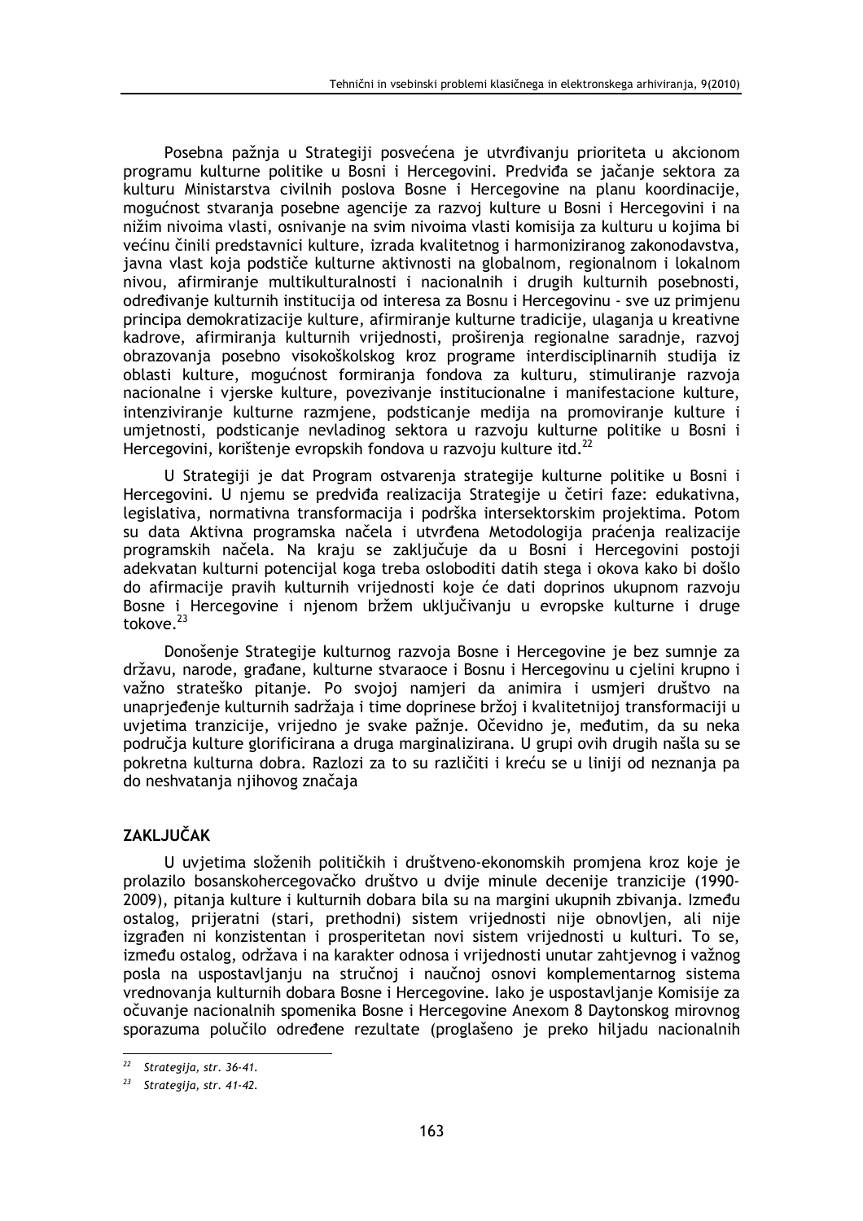Posebna pažnja u Strategiji posvećena je utvrđivanju prioriteta u akcionom programu kulturne politike u Bosni i Hercegovini. Predviđa se jačanje sektora za kulturu Ministarstva civilnih poslova Bosne i Hercegovine na planu koordinacije, mogućnost stvaranja posebne agencije za razvoj kulture u Bosni i Hercegovini i na nižim nivoima vlasti, osnivanje na svim nivoima vlasti komisija za kulturu u kojima bi većinu činili predstavnici kulture, izrada kvalitetnog i harmoniziranog zakonodavstva, javna vlast koja podstiče kulturne aktivnosti na globalnom, regionalnom i lokalnom nivou, afirmiranje multikulturalnosti i nacionalnih i drugih kulturnih posebnosti, određivanje kulturnih institucija od interesa za Bosnu i Hercegovinu - sve uz primjenu principa demokratizacije kulture, afirmiranje kulturne tradicije, ulaganja u kreativne kadrove, afirmiranja kulturnih vrijednosti, proširenja regionalne saradnje, razvoj obrazovanja posebno visokoškolskog kroz programe interdisciplinarnih studija iz oblasti kulture, mogućnost formiranja fondova za kulturu, stimuliranje razvoja nacionalne i vjerske kulture, povezivanje institucionalne i manifestacione kulture, intenziviranje kulturne razmjene, podsticanje medija na promoviranje kulture i umjetnosti, podsticanje nevladinog sektora u razvoju kulturne politike u Bosni i Hercegovini, korištenje evropskih fondova u razvoju kulture itd.[22]

U Strategiji je dat Program ostvarenja strategije kulturne politike u Bosni i Hercegovini. U njemu se predviđa realizacija Strategije u četiri faze: edukativna, legislativa, normativna transformacija i podrška intersektorskim projektima. Potom su data Aktivna programska načela i utvrđena Metodologija praćenja realizacije programskih načela. Na kraju se zaključuje da u Bosni i Hercegovini postoji adekvatan kulturni potencijal koga treba osloboditi datih stega i okova kako bi došlo do afirmacije pravih kulturnih vrijednosti koje će dati doprinos ukupnom razvoju Bosne i Hercegovine i njenom bržem uključivanju u evropske kulturne i druge tokove.[23]

Donošenje Strategije kulturnog razvoja Bosne i Hercegovine je bez sumnje za državu, narode, građane, kulturne stvaraoce i Bosnu i Hercegovinu u cjelini krupno i važno strateško pitanje. Po svojoj namjeri da animira i usmjeri društvo na unaprjeđenje kulturnih sadržaja i time doprinese bržoj i kvalitetnijoj transformaciji u uvjetima tranzicije, vrijedno je svake pažnje. Očevidno je, međutim, da su neka područja kulture glorificirana a druga marginalizirana. U grupi ovih drugih našla su se pokretna kulturna dobra. Razlozi za to su različiti i kreću se u liniji od neznanja pa do neshvatanja njihovog značaja

## ZAKLJUČAK

U uvjetima složenih političkih i društveno-ekonomskih promjena kroz koje je prolazilo bosanskohercegovačko društvo u dvije minule decenije tranzicije (1990-2009), pitanja kulture i kulturnih dobara bila su na margini ukupnih zbivanja. Između ostalog, prijeratni (stari, prethodni) sistem vrijednosti nije obnovljen, ali nije izgrađen ni konzistentan i prosperitetan novi sistem vrijednosti u kulturi. To se, između ostalog, održava i na karakter odnosa i vrijednosti unutar zahtjevnog i važnog posla na uspostavljanju na stručnoj i naučnoj osnovi komplementarnog sistema vrednovanja kulturnih dobara Bosne i Hercegovine. Iako je uspostavljanje Komisije za očuvanje nacionalnih spomenika Bosne i Hercegovine Anexom 8 Daytonskog mirovnog sporazuma polučilo određene rezultate (proglašeno je preko hiljadu nacionalnih

---

[22] *Strategija, str. 36-41.*

[23] *Strategija, str. 41-42.*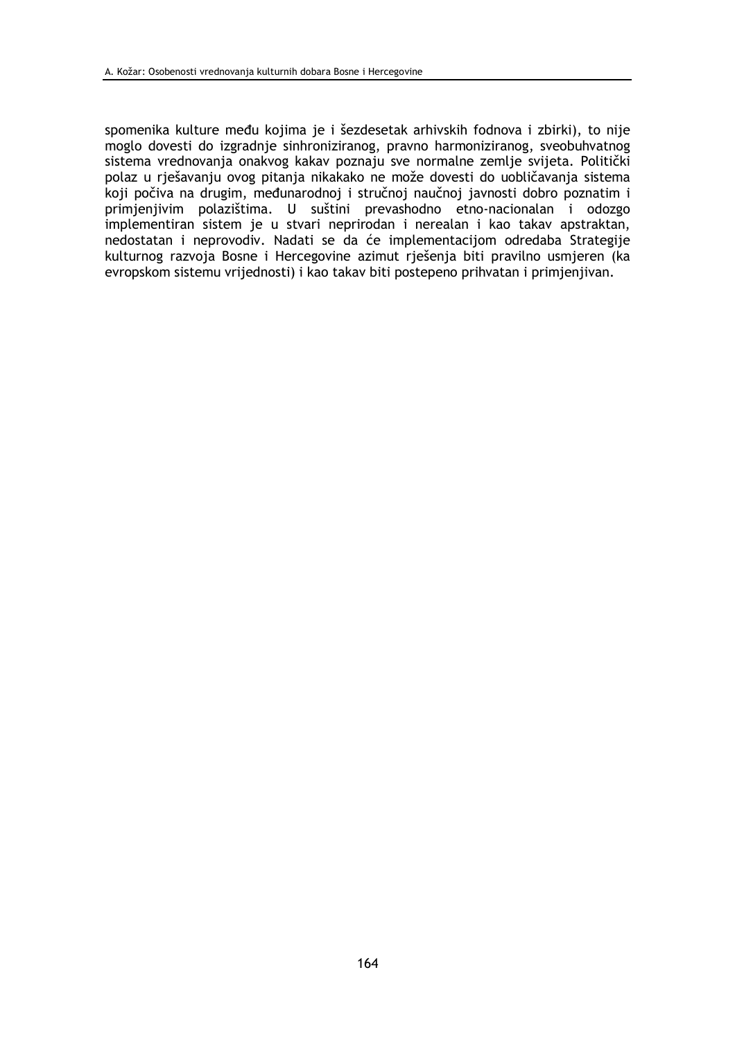spomenika kulture među kojima je i šezdesetak arhivskih fodnova i zbirki), to nije moglo dovesti do izgradnje sinhroniziranog, pravno harmoniziranog, sveobuhvatnog sistema vrednovanja onakvog kakav poznaju sve normalne zemlje svijeta. Politički polaz u rješavanju ovog pitanja nikakako ne može dovesti do uobličavanja sistema koji počiva na drugim, međunarodnoj i stručnoj naučnoj javnosti dobro poznatim i primjenjivim polazištima. U suštini prevashodno etno-nacionalan i odozgo implementiran sistem je u stvari neprirodan i nerealan i kao takav apstraktan, nedostatan i neprovodiv. Nadati se da će implementacijom odredaba Strategije kulturnog razvoja Bosne i Hercegovine azimut rješenja biti pravilno usmjeren (ka evropskom sistemu vrijednosti) i kao takav biti postepeno prihvatan i primjenjivan.